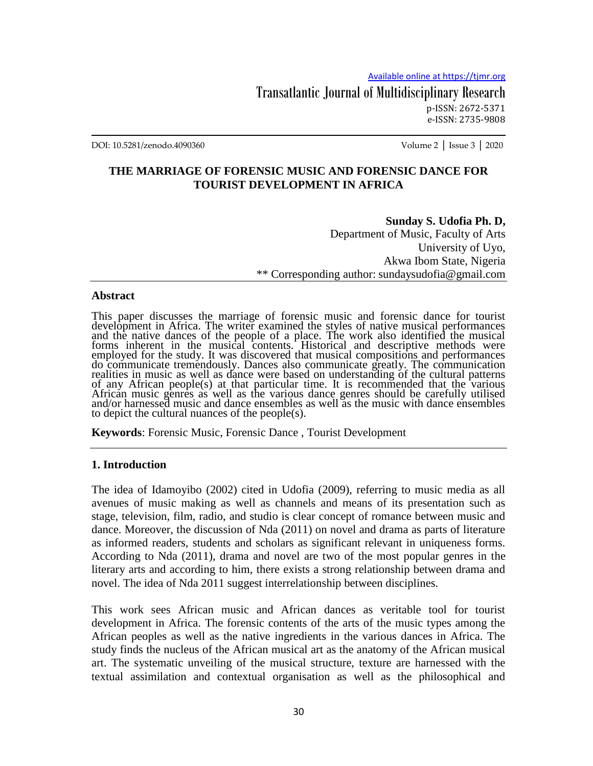# THE MARRIAGE OF FORENSIC MUSIC AND FORENSIC DANCE FOR TOURIST DEVELOPMENT IN AFRICA

**Sunday S. Udofia Ph. D,**
Department of Music, Faculty of Arts
University of Uyo,
Akwa Ibom State, Nigeria
** Corresponding author: sundaysudofia@gmail.com

## Abstract

This paper discusses the marriage of forensic music and forensic dance for tourist development in Africa. The writer examined the styles of native musical performances and the native dances of the people of a place. The work also identified the musical forms inherent in the musical contents. Historical and descriptive methods were employed for the study. It was discovered that musical compositions and performances do communicate tremendously. Dances also communicate greatly. The communication realities in music as well as dance were based on understanding of the cultural patterns of any African people(s) at that particular time. It is recommended that the various African music genres as well as the various dance genres should be carefully utilised and/or harnessed music and dance ensembles as well as the music with dance ensembles to depict the cultural nuances of the people(s).

**Keywords**: Forensic Music, Forensic Dance , Tourist Development

## 1. Introduction

The idea of Idamoyibo (2002) cited in Udofia (2009), referring to music media as all avenues of music making as well as channels and means of its presentation such as stage, television, film, radio, and studio is clear concept of romance between music and dance. Moreover, the discussion of Nda (2011) on novel and drama as parts of literature as informed readers, students and scholars as significant relevant in uniqueness forms. According to Nda (2011), drama and novel are two of the most popular genres in the literary arts and according to him, there exists a strong relationship between drama and novel. The idea of Nda 2011 suggest interrelationship between disciplines.

This work sees African music and African dances as veritable tool for tourist development in Africa. The forensic contents of the arts of the music types among the African peoples as well as the native ingredients in the various dances in Africa. The study finds the nucleus of the African musical art as the anatomy of the African musical art. The systematic unveiling of the musical structure, texture are harnessed with the textual assimilation and contextual organisation as well as the philosophical and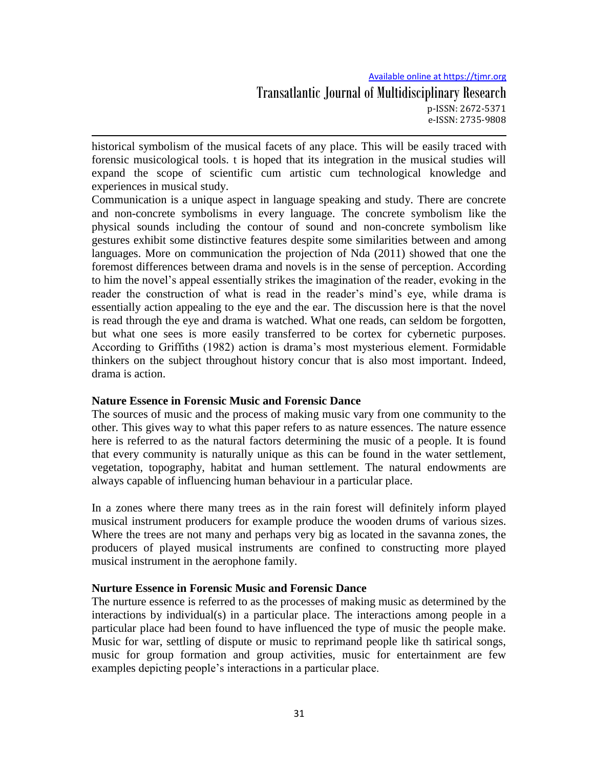historical symbolism of the musical facets of any place. This will be easily traced with forensic musicological tools. t is hoped that its integration in the musical studies will expand the scope of scientific cum artistic cum technological knowledge and experiences in musical study.

Communication is a unique aspect in language speaking and study. There are concrete and non-concrete symbolisms in every language. The concrete symbolism like the physical sounds including the contour of sound and non-concrete symbolism like gestures exhibit some distinctive features despite some similarities between and among languages. More on communication the projection of Nda (2011) showed that one the foremost differences between drama and novels is in the sense of perception. According to him the novel's appeal essentially strikes the imagination of the reader, evoking in the reader the construction of what is read in the reader's mind's eye, while drama is essentially action appealing to the eye and the ear. The discussion here is that the novel is read through the eye and drama is watched. What one reads, can seldom be forgotten, but what one sees is more easily transferred to be cortex for cybernetic purposes. According to Griffiths (1982) action is drama's most mysterious element. Formidable thinkers on the subject throughout history concur that is also most important. Indeed, drama is action.

**Nature Essence in Forensic Music and Forensic Dance**

The sources of music and the process of making music vary from one community to the other. This gives way to what this paper refers to as nature essences. The nature essence here is referred to as the natural factors determining the music of a people. It is found that every community is naturally unique as this can be found in the water settlement, vegetation, topography, habitat and human settlement. The natural endowments are always capable of influencing human behaviour in a particular place.

In a zones where there many trees as in the rain forest will definitely inform played musical instrument producers for example produce the wooden drums of various sizes. Where the trees are not many and perhaps very big as located in the savanna zones, the producers of played musical instruments are confined to constructing more played musical instrument in the aerophone family.

**Nurture Essence in Forensic Music and Forensic Dance**

The nurture essence is referred to as the processes of making music as determined by the interactions by individual(s) in a particular place. The interactions among people in a particular place had been found to have influenced the type of music the people make. Music for war, settling of dispute or music to reprimand people like th satirical songs, music for group formation and group activities, music for entertainment are few examples depicting people's interactions in a particular place.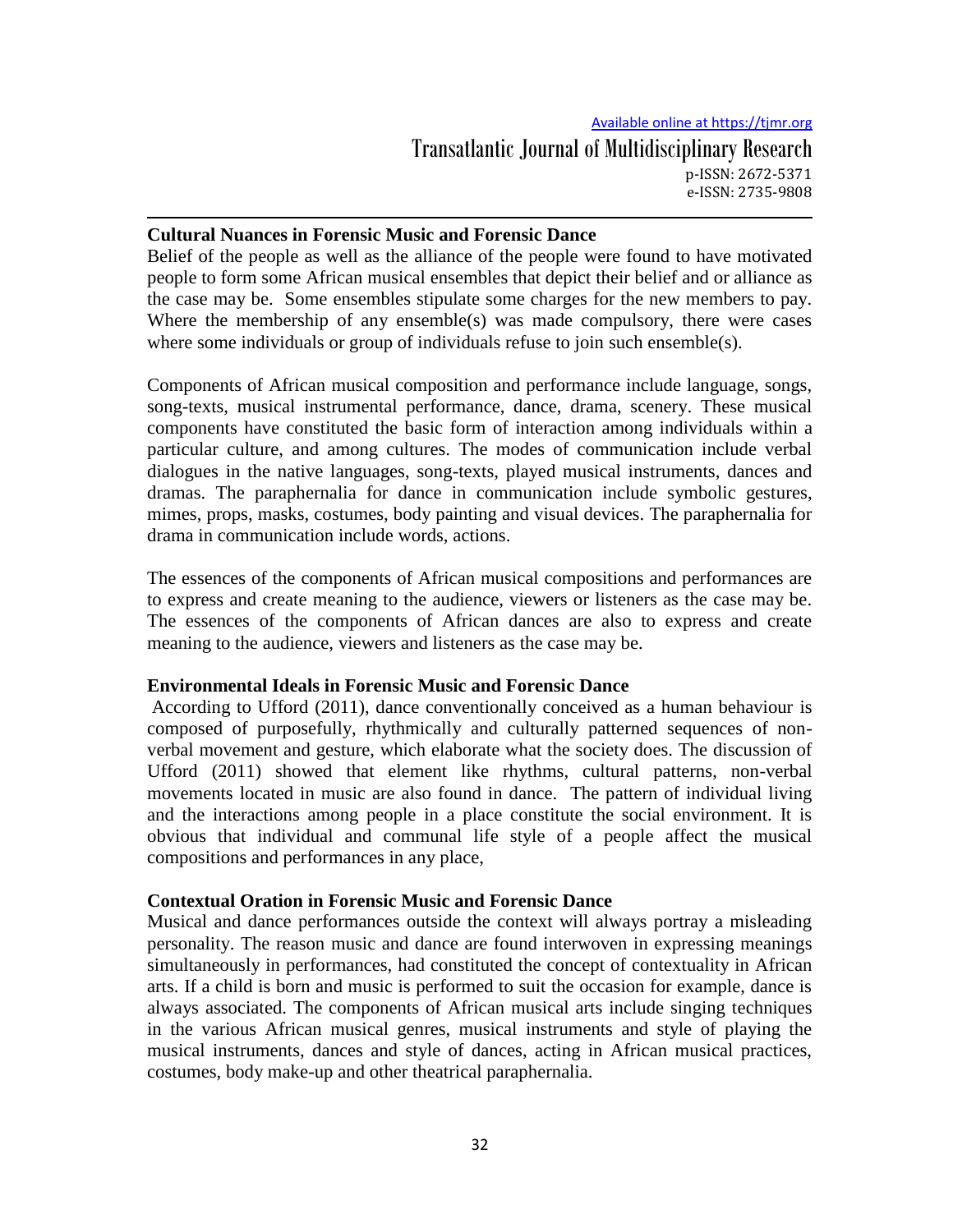**Cultural Nuances in Forensic Music and Forensic Dance**

Belief of the people as well as the alliance of the people were found to have motivated people to form some African musical ensembles that depict their belief and or alliance as the case may be. Some ensembles stipulate some charges for the new members to pay. Where the membership of any ensemble(s) was made compulsory, there were cases where some individuals or group of individuals refuse to join such ensemble(s).

Components of African musical composition and performance include language, songs, song-texts, musical instrumental performance, dance, drama, scenery. These musical components have constituted the basic form of interaction among individuals within a particular culture, and among cultures. The modes of communication include verbal dialogues in the native languages, song-texts, played musical instruments, dances and dramas. The paraphernalia for dance in communication include symbolic gestures, mimes, props, masks, costumes, body painting and visual devices. The paraphernalia for drama in communication include words, actions.

The essences of the components of African musical compositions and performances are to express and create meaning to the audience, viewers or listeners as the case may be. The essences of the components of African dances are also to express and create meaning to the audience, viewers and listeners as the case may be.

**Environmental Ideals in Forensic Music and Forensic Dance**

According to Ufford (2011), dance conventionally conceived as a human behaviour is composed of purposefully, rhythmically and culturally patterned sequences of non-verbal movement and gesture, which elaborate what the society does. The discussion of Ufford (2011) showed that element like rhythms, cultural patterns, non-verbal movements located in music are also found in dance. The pattern of individual living and the interactions among people in a place constitute the social environment. It is obvious that individual and communal life style of a people affect the musical compositions and performances in any place,

**Contextual Oration in Forensic Music and Forensic Dance**

Musical and dance performances outside the context will always portray a misleading personality. The reason music and dance are found interwoven in expressing meanings simultaneously in performances, had constituted the concept of contextuality in African arts. If a child is born and music is performed to suit the occasion for example, dance is always associated. The components of African musical arts include singing techniques in the various African musical genres, musical instruments and style of playing the musical instruments, dances and style of dances, acting in African musical practices, costumes, body make-up and other theatrical paraphernalia.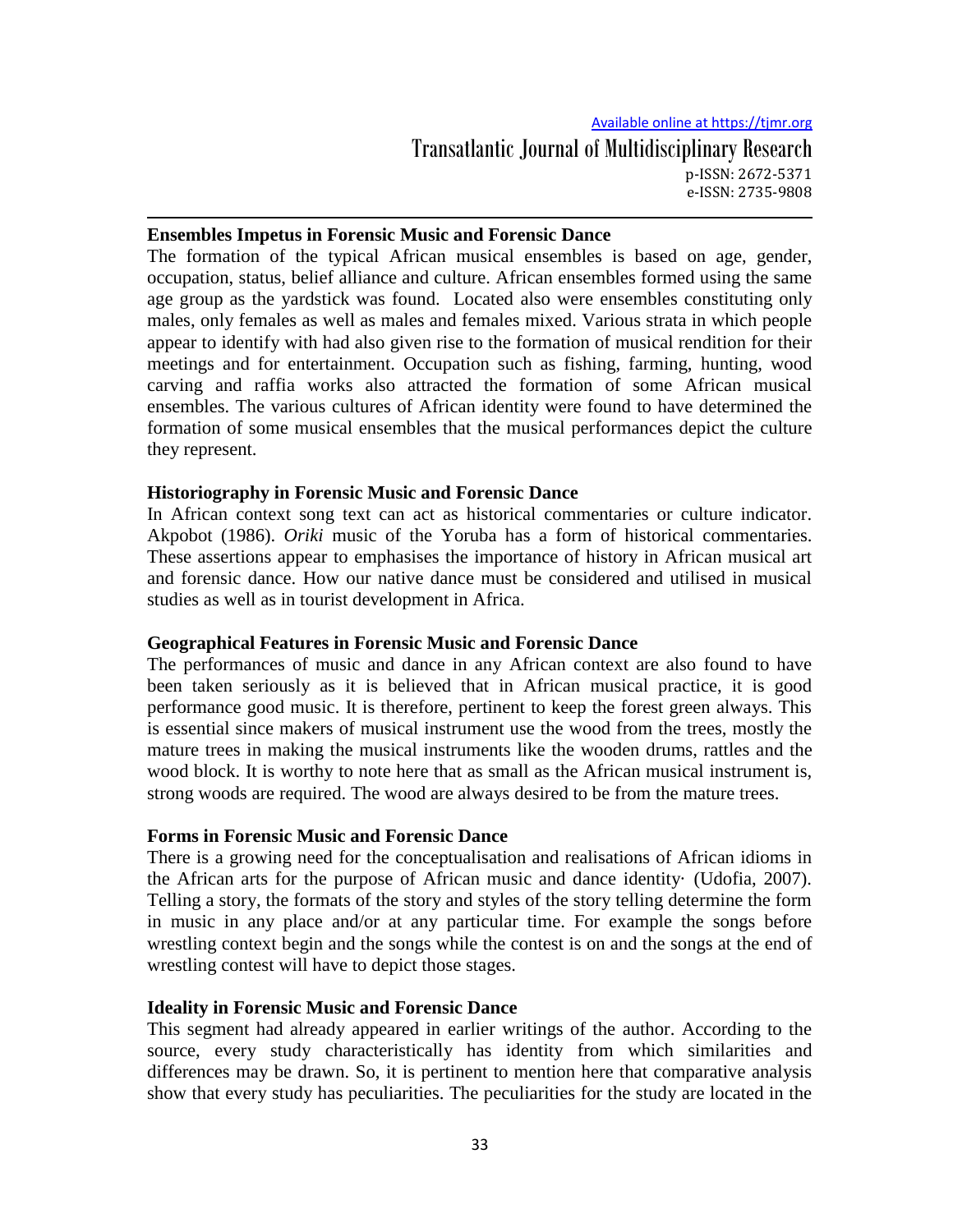## Ensembles Impetus in Forensic Music and Forensic Dance

The formation of the typical African musical ensembles is based on age, gender, occupation, status, belief alliance and culture. African ensembles formed using the same age group as the yardstick was found. Located also were ensembles constituting only males, only females as well as males and females mixed. Various strata in which people appear to identify with had also given rise to the formation of musical rendition for their meetings and for entertainment. Occupation such as fishing, farming, hunting, wood carving and raffia works also attracted the formation of some African musical ensembles. The various cultures of African identity were found to have determined the formation of some musical ensembles that the musical performances depict the culture they represent.

## Historiography in Forensic Music and Forensic Dance

In African context song text can act as historical commentaries or culture indicator. Akpobot (1986). *Oriki* music of the Yoruba has a form of historical commentaries. These assertions appear to emphasises the importance of history in African musical art and forensic dance. How our native dance must be considered and utilised in musical studies as well as in tourist development in Africa.

## Geographical Features in Forensic Music and Forensic Dance

The performances of music and dance in any African context are also found to have been taken seriously as it is believed that in African musical practice, it is good performance good music. It is therefore, pertinent to keep the forest green always. This is essential since makers of musical instrument use the wood from the trees, mostly the mature trees in making the musical instruments like the wooden drums, rattles and the wood block. It is worthy to note here that as small as the African musical instrument is, strong woods are required. The wood are always desired to be from the mature trees.

## Forms in Forensic Music and Forensic Dance

There is a growing need for the conceptualisation and realisations of African idioms in the African arts for the purpose of African music and dance identity· (Udofia, 2007). Telling a story, the formats of the story and styles of the story telling determine the form in music in any place and/or at any particular time. For example the songs before wrestling context begin and the songs while the contest is on and the songs at the end of wrestling contest will have to depict those stages.

## Ideality in Forensic Music and Forensic Dance

This segment had already appeared in earlier writings of the author. According to the source, every study characteristically has identity from which similarities and differences may be drawn. So, it is pertinent to mention here that comparative analysis show that every study has peculiarities. The peculiarities for the study are located in the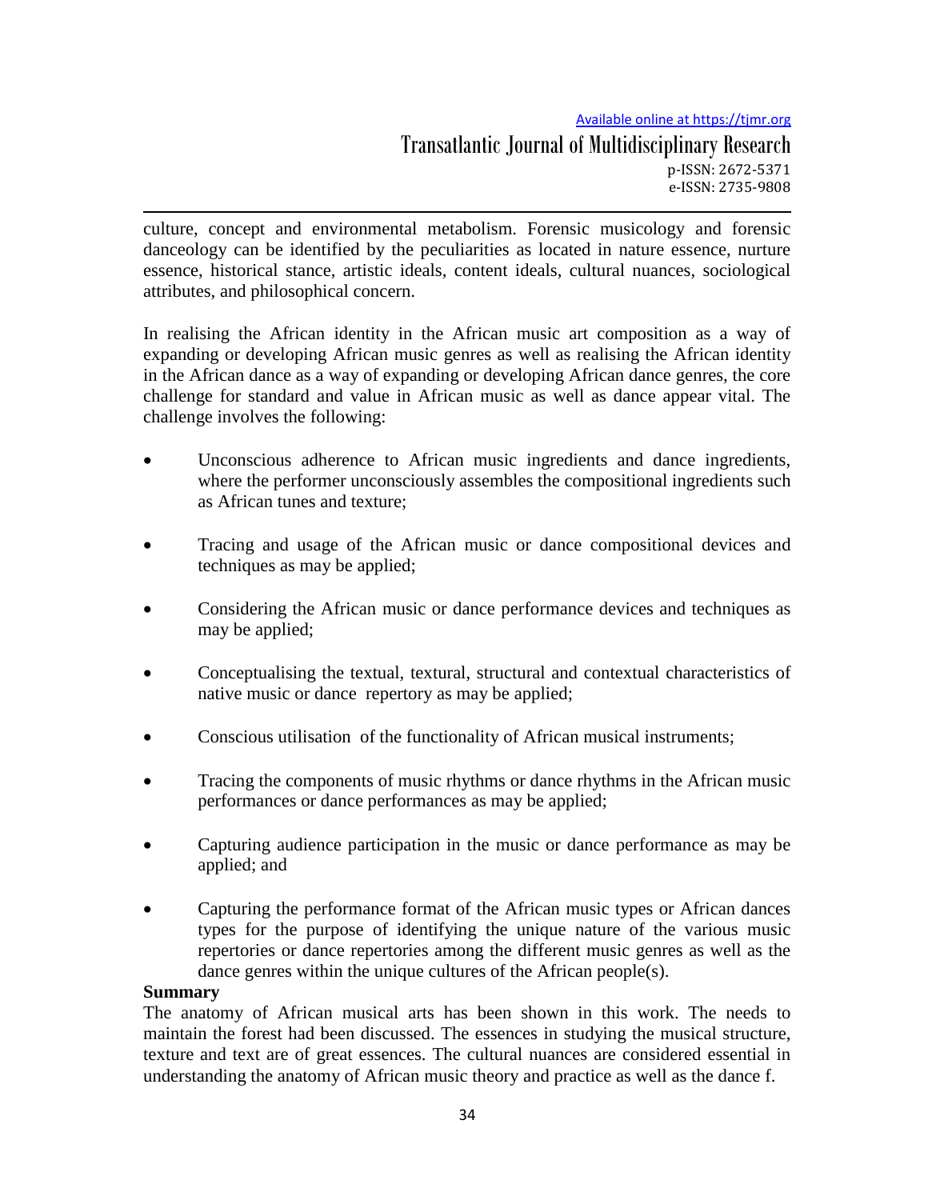culture, concept and environmental metabolism. Forensic musicology and forensic danceology can be identified by the peculiarities as located in nature essence, nurture essence, historical stance, artistic ideals, content ideals, cultural nuances, sociological attributes, and philosophical concern.

In realising the African identity in the African music art composition as a way of expanding or developing African music genres as well as realising the African identity in the African dance as a way of expanding or developing African dance genres, the core challenge for standard and value in African music as well as dance appear vital. The challenge involves the following:

- Unconscious adherence to African music ingredients and dance ingredients, where the performer unconsciously assembles the compositional ingredients such as African tunes and texture;
- Tracing and usage of the African music or dance compositional devices and techniques as may be applied;
- Considering the African music or dance performance devices and techniques as may be applied;
- Conceptualising the textual, textural, structural and contextual characteristics of native music or dance repertory as may be applied;
- Conscious utilisation of the functionality of African musical instruments;
- Tracing the components of music rhythms or dance rhythms in the African music performances or dance performances as may be applied;
- Capturing audience participation in the music or dance performance as may be applied; and
- Capturing the performance format of the African music types or African dances types for the purpose of identifying the unique nature of the various music repertories or dance repertories among the different music genres as well as the dance genres within the unique cultures of the African people(s).

**Summary**

The anatomy of African musical arts has been shown in this work. The needs to maintain the forest had been discussed. The essences in studying the musical structure, texture and text are of great essences. The cultural nuances are considered essential in understanding the anatomy of African music theory and practice as well as the dance f.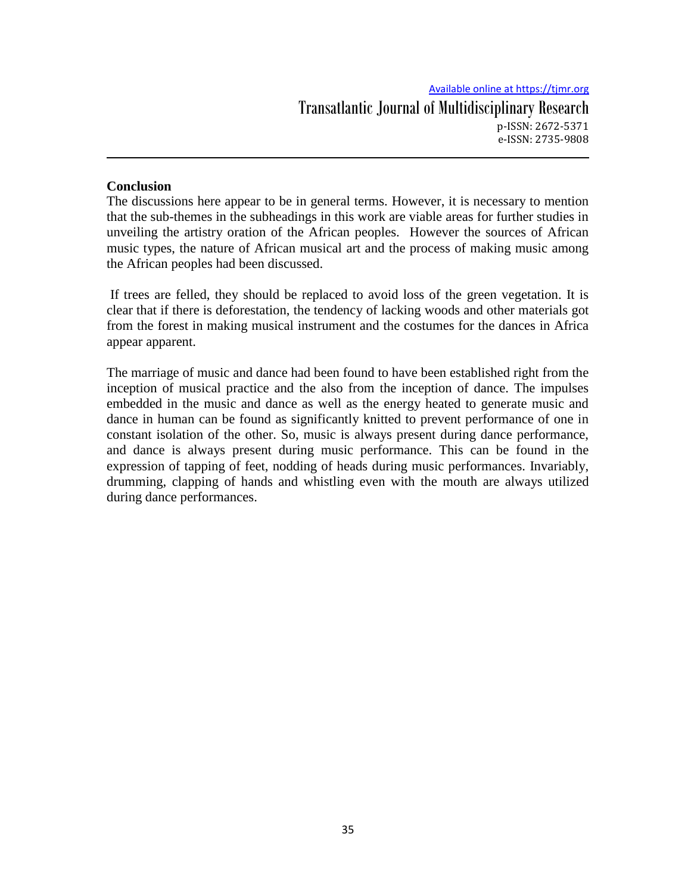## Conclusion

The discussions here appear to be in general terms. However, it is necessary to mention that the sub-themes in the subheadings in this work are viable areas for further studies in unveiling the artistry oration of the African peoples. However the sources of African music types, the nature of African musical art and the process of making music among the African peoples had been discussed.

If trees are felled, they should be replaced to avoid loss of the green vegetation. It is clear that if there is deforestation, the tendency of lacking woods and other materials got from the forest in making musical instrument and the costumes for the dances in Africa appear apparent.

The marriage of music and dance had been found to have been established right from the inception of musical practice and the also from the inception of dance. The impulses embedded in the music and dance as well as the energy heated to generate music and dance in human can be found as significantly knitted to prevent performance of one in constant isolation of the other. So, music is always present during dance performance, and dance is always present during music performance. This can be found in the expression of tapping of feet, nodding of heads during music performances. Invariably, drumming, clapping of hands and whistling even with the mouth are always utilized during dance performances.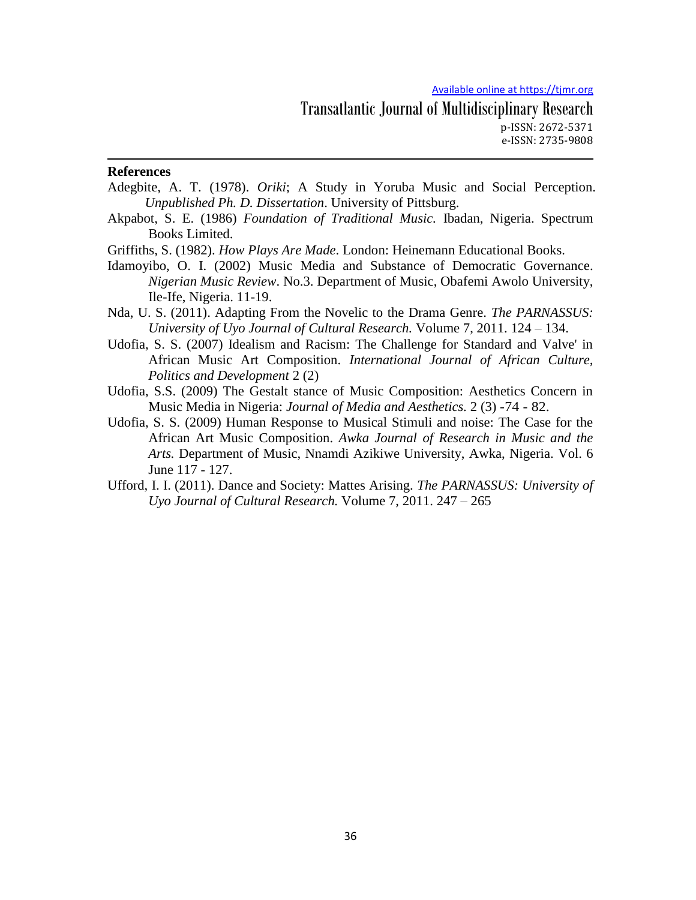## References

Adegbite, A. T. (1978). *Oriki*; A Study in Yoruba Music and Social Perception. *Unpublished Ph. D. Dissertation*. University of Pittsburg.

Akpabot, S. E. (1986) *Foundation of Traditional Music.* Ibadan, Nigeria. Spectrum Books Limited.

Griffiths, S. (1982). *How Plays Are Made*. London: Heinemann Educational Books.

Idamoyibo, O. I. (2002) Music Media and Substance of Democratic Governance. *Nigerian Music Review*. No.3. Department of Music, Obafemi Awolo University, Ile-Ife, Nigeria. 11-19.

Nda, U. S. (2011). Adapting From the Novelic to the Drama Genre. *The PARNASSUS: University of Uyo Journal of Cultural Research.* Volume 7, 2011. 124 – 134.

Udofia, S. S. (2007) Idealism and Racism: The Challenge for Standard and Valve' in African Music Art Composition. *International Journal of African Culture, Politics and Development* 2 (2)

Udofia, S.S. (2009) The Gestalt stance of Music Composition: Aesthetics Concern in Music Media in Nigeria: *Journal of Media and Aesthetics.* 2 (3) -74 - 82.

Udofia, S. S. (2009) Human Response to Musical Stimuli and noise: The Case for the African Art Music Composition. *Awka Journal of Research in Music and the Arts.* Department of Music, Nnamdi Azikiwe University, Awka, Nigeria. Vol. 6 June 117 - 127.

Ufford, I. I. (2011). Dance and Society: Mattes Arising. *The PARNASSUS: University of Uyo Journal of Cultural Research.* Volume 7, 2011. 247 – 265